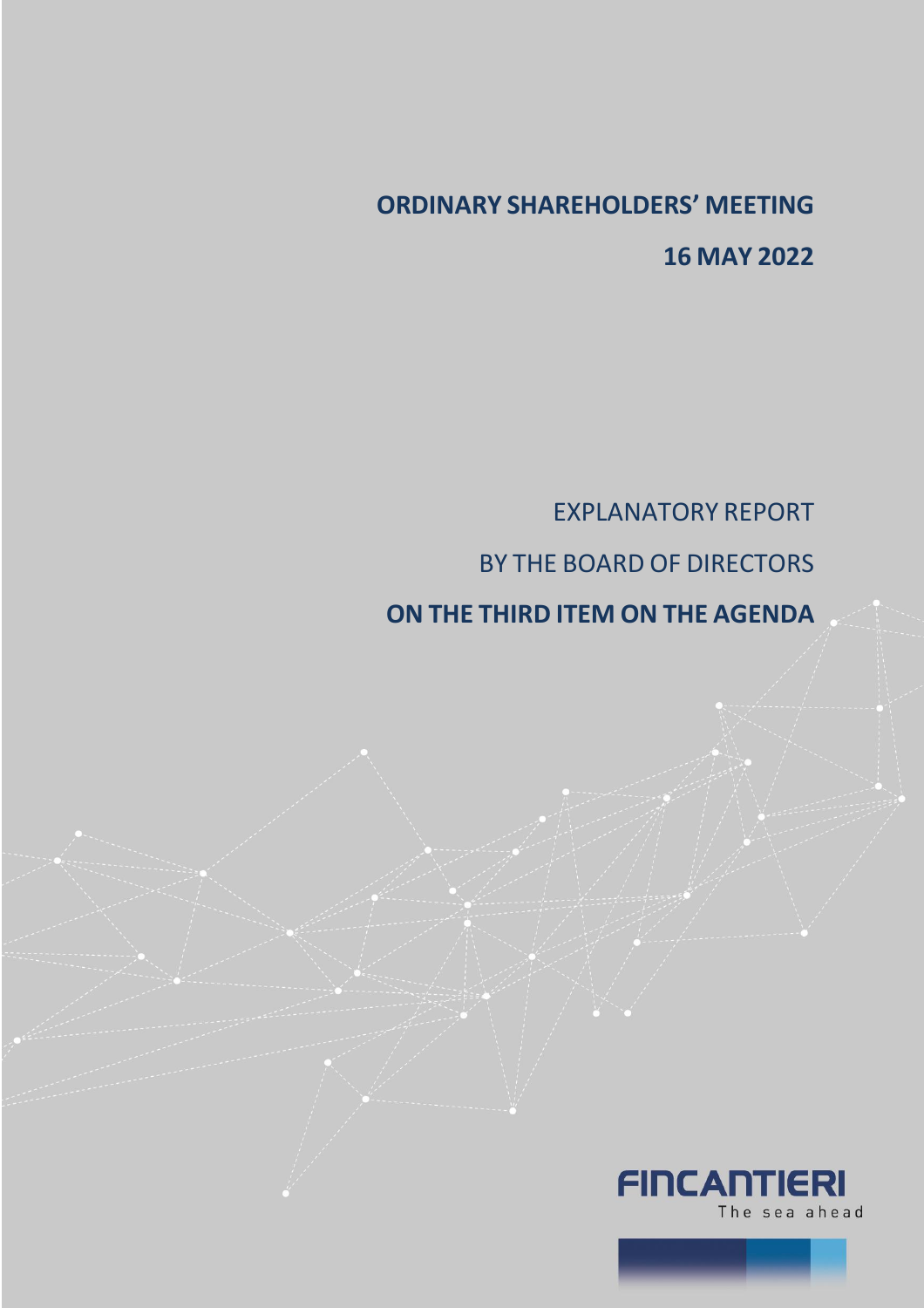# ORDINARY SHAREHOLDERS' MEETING

## 16 MAY 2022

EXPLANATORY REPORT

BY THE BOARD OF DIRECTORS

**ON THE THIRD ITEM ON THE AGENDA**

FINCANTIERI

The sea ahead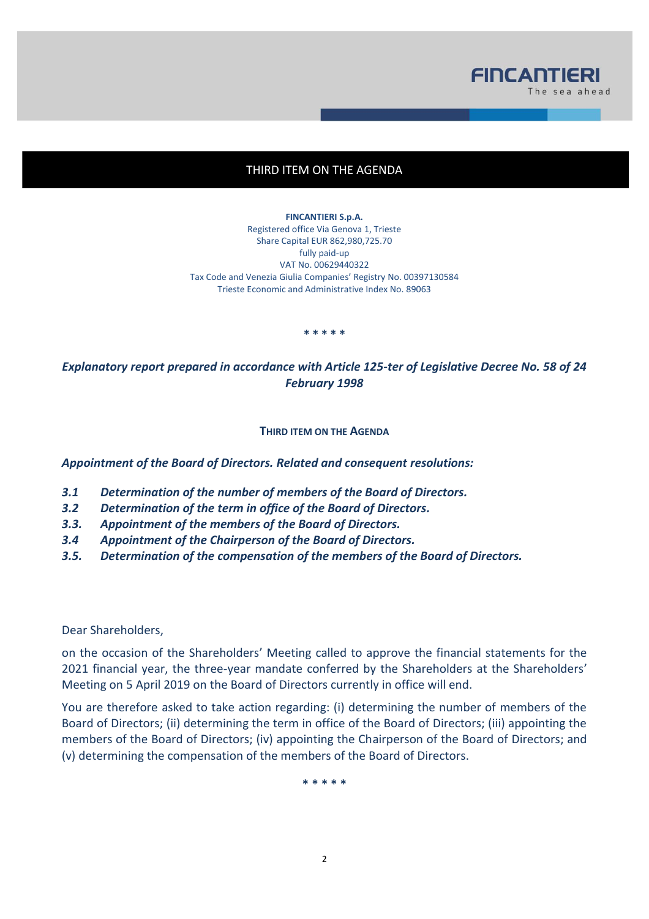# THIRD ITEM ON THE AGENDA

**FINCANTIERI S.p.A.**
Registered office Via Genova 1, Trieste
Share Capital EUR 862,980,725.70
fully paid-up
VAT No. 00629440322
Tax Code and Venezia Giulia Companies' Registry No. 00397130584
Trieste Economic and Administrative Index No. 89063

\* \* \* \* \*

***Explanatory report prepared in accordance with Article 125-ter of Legislative Decree No. 58 of 24 February 1998***

## THIRD ITEM ON THE AGENDA

***Appointment of the Board of Directors. Related and consequent resolutions:***

***3.1 Determination of the number of members of the Board of Directors.***
***3.2 Determination of the term in office of the Board of Directors.***
***3.3. Appointment of the members of the Board of Directors.***
***3.4 Appointment of the Chairperson of the Board of Directors.***
***3.5. Determination of the compensation of the members of the Board of Directors.***

Dear Shareholders,

on the occasion of the Shareholders' Meeting called to approve the financial statements for the 2021 financial year, the three-year mandate conferred by the Shareholders at the Shareholders' Meeting on 5 April 2019 on the Board of Directors currently in office will end.

You are therefore asked to take action regarding: (i) determining the number of members of the Board of Directors; (ii) determining the term in office of the Board of Directors; (iii) appointing the members of the Board of Directors; (iv) appointing the Chairperson of the Board of Directors; and (v) determining the compensation of the members of the Board of Directors.

\* \* \* \* \*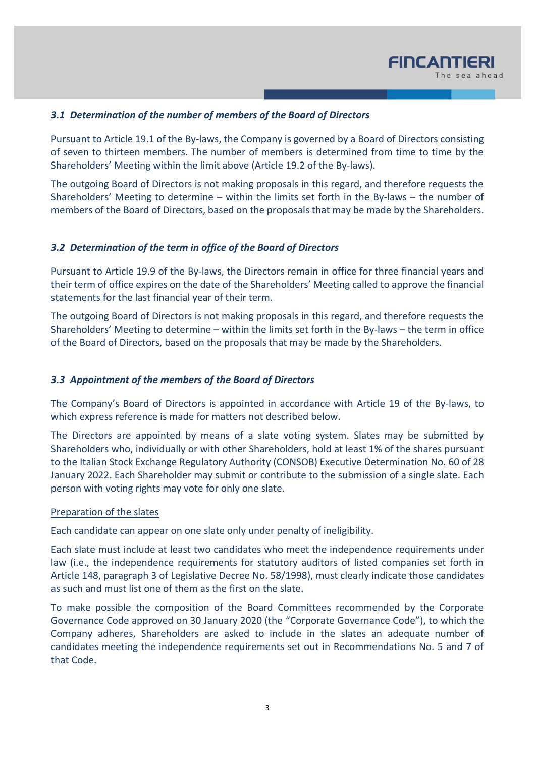### *3.1 Determination of the number of members of the Board of Directors*

Pursuant to Article 19.1 of the By-laws, the Company is governed by a Board of Directors consisting of seven to thirteen members. The number of members is determined from time to time by the Shareholders' Meeting within the limit above (Article 19.2 of the By-laws).

The outgoing Board of Directors is not making proposals in this regard, and therefore requests the Shareholders' Meeting to determine – within the limits set forth in the By-laws – the number of members of the Board of Directors, based on the proposals that may be made by the Shareholders.

### *3.2 Determination of the term in office of the Board of Directors*

Pursuant to Article 19.9 of the By-laws, the Directors remain in office for three financial years and their term of office expires on the date of the Shareholders' Meeting called to approve the financial statements for the last financial year of their term.

The outgoing Board of Directors is not making proposals in this regard, and therefore requests the Shareholders' Meeting to determine – within the limits set forth in the By-laws – the term in office of the Board of Directors, based on the proposals that may be made by the Shareholders.

### *3.3 Appointment of the members of the Board of Directors*

The Company's Board of Directors is appointed in accordance with Article 19 of the By-laws, to which express reference is made for matters not described below.

The Directors are appointed by means of a slate voting system. Slates may be submitted by Shareholders who, individually or with other Shareholders, hold at least 1% of the shares pursuant to the Italian Stock Exchange Regulatory Authority (CONSOB) Executive Determination No. 60 of 28 January 2022. Each Shareholder may submit or contribute to the submission of a single slate. Each person with voting rights may vote for only one slate.

<u>Preparation of the slates</u>

Each candidate can appear on one slate only under penalty of ineligibility.

Each slate must include at least two candidates who meet the independence requirements under law (i.e., the independence requirements for statutory auditors of listed companies set forth in Article 148, paragraph 3 of Legislative Decree No. 58/1998), must clearly indicate those candidates as such and must list one of them as the first on the slate.

To make possible the composition of the Board Committees recommended by the Corporate Governance Code approved on 30 January 2020 (the "Corporate Governance Code"), to which the Company adheres, Shareholders are asked to include in the slates an adequate number of candidates meeting the independence requirements set out in Recommendations No. 5 and 7 of that Code.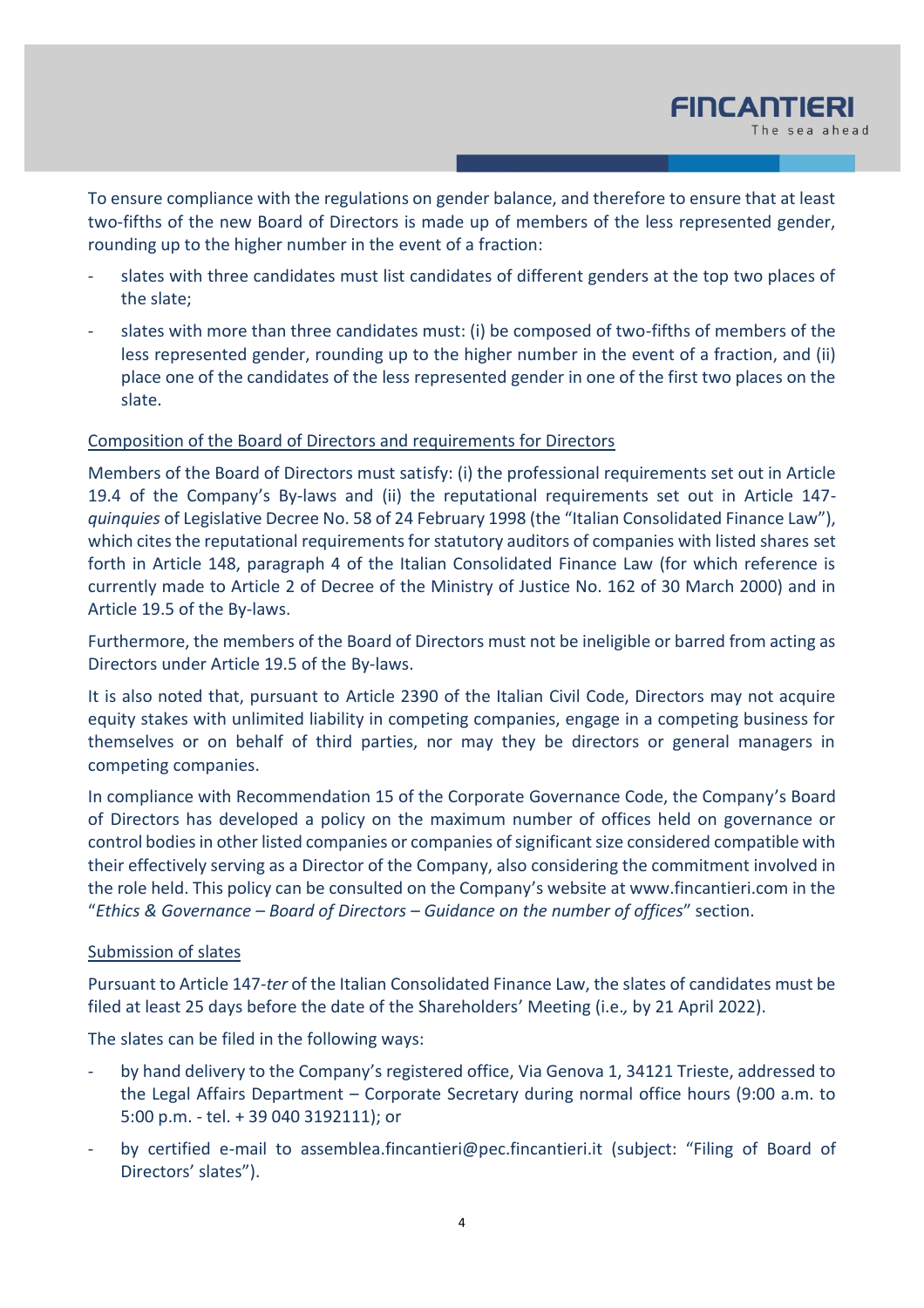To ensure compliance with the regulations on gender balance, and therefore to ensure that at least two-fifths of the new Board of Directors is made up of members of the less represented gender, rounding up to the higher number in the event of a fraction:

- slates with three candidates must list candidates of different genders at the top two places of the slate;
- slates with more than three candidates must: (i) be composed of two-fifths of members of the less represented gender, rounding up to the higher number in the event of a fraction, and (ii) place one of the candidates of the less represented gender in one of the first two places on the slate.

<u>Composition of the Board of Directors and requirements for Directors</u>

Members of the Board of Directors must satisfy: (i) the professional requirements set out in Article 19.4 of the Company's By-laws and (ii) the reputational requirements set out in Article 147-*quinquies* of Legislative Decree No. 58 of 24 February 1998 (the "Italian Consolidated Finance Law"), which cites the reputational requirements for statutory auditors of companies with listed shares set forth in Article 148, paragraph 4 of the Italian Consolidated Finance Law (for which reference is currently made to Article 2 of Decree of the Ministry of Justice No. 162 of 30 March 2000) and in Article 19.5 of the By-laws.

Furthermore, the members of the Board of Directors must not be ineligible or barred from acting as Directors under Article 19.5 of the By-laws.

It is also noted that, pursuant to Article 2390 of the Italian Civil Code, Directors may not acquire equity stakes with unlimited liability in competing companies, engage in a competing business for themselves or on behalf of third parties, nor may they be directors or general managers in competing companies.

In compliance with Recommendation 15 of the Corporate Governance Code, the Company's Board of Directors has developed a policy on the maximum number of offices held on governance or control bodies in other listed companies or companies of significant size considered compatible with their effectively serving as a Director of the Company, also considering the commitment involved in the role held. This policy can be consulted on the Company's website at www.fincantieri.com in the "*Ethics & Governance – Board of Directors – Guidance on the number of offices*" section.

<u>Submission of slates</u>

Pursuant to Article 147-*ter* of the Italian Consolidated Finance Law, the slates of candidates must be filed at least 25 days before the date of the Shareholders' Meeting (i.e., by 21 April 2022).

The slates can be filed in the following ways:

- by hand delivery to the Company's registered office, Via Genova 1, 34121 Trieste, addressed to the Legal Affairs Department – Corporate Secretary during normal office hours (9:00 a.m. to 5:00 p.m. - tel. + 39 040 3192111); or
- by certified e-mail to assemblea.fincantieri@pec.fincantieri.it (subject: "Filing of Board of Directors' slates").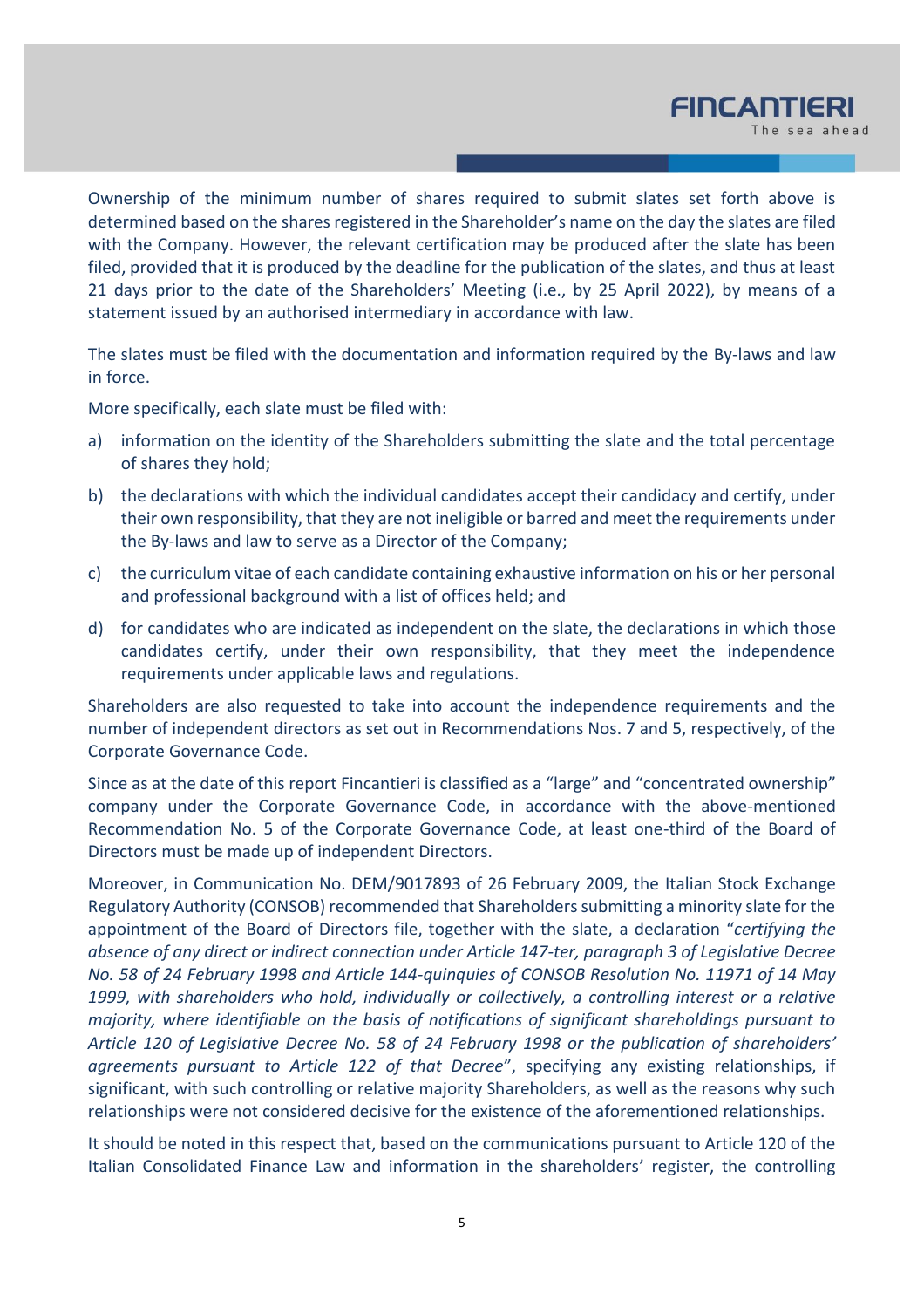Ownership of the minimum number of shares required to submit slates set forth above is determined based on the shares registered in the Shareholder's name on the day the slates are filed with the Company. However, the relevant certification may be produced after the slate has been filed, provided that it is produced by the deadline for the publication of the slates, and thus at least 21 days prior to the date of the Shareholders' Meeting (i.e., by 25 April 2022), by means of a statement issued by an authorised intermediary in accordance with law.

The slates must be filed with the documentation and information required by the By-laws and law in force.

More specifically, each slate must be filed with:

a) information on the identity of the Shareholders submitting the slate and the total percentage of shares they hold;

b) the declarations with which the individual candidates accept their candidacy and certify, under their own responsibility, that they are not ineligible or barred and meet the requirements under the By-laws and law to serve as a Director of the Company;

c) the curriculum vitae of each candidate containing exhaustive information on his or her personal and professional background with a list of offices held; and

d) for candidates who are indicated as independent on the slate, the declarations in which those candidates certify, under their own responsibility, that they meet the independence requirements under applicable laws and regulations.

Shareholders are also requested to take into account the independence requirements and the number of independent directors as set out in Recommendations Nos. 7 and 5, respectively, of the Corporate Governance Code.

Since as at the date of this report Fincantieri is classified as a "large" and "concentrated ownership" company under the Corporate Governance Code, in accordance with the above-mentioned Recommendation No. 5 of the Corporate Governance Code, at least one-third of the Board of Directors must be made up of independent Directors.

Moreover, in Communication No. DEM/9017893 of 26 February 2009, the Italian Stock Exchange Regulatory Authority (CONSOB) recommended that Shareholders submitting a minority slate for the appointment of the Board of Directors file, together with the slate, a declaration "*certifying the absence of any direct or indirect connection under Article 147-ter, paragraph 3 of Legislative Decree No. 58 of 24 February 1998 and Article 144-quinquies of CONSOB Resolution No. 11971 of 14 May 1999, with shareholders who hold, individually or collectively, a controlling interest or a relative majority, where identifiable on the basis of notifications of significant shareholdings pursuant to Article 120 of Legislative Decree No. 58 of 24 February 1998 or the publication of shareholders' agreements pursuant to Article 122 of that Decree*", specifying any existing relationships, if significant, with such controlling or relative majority Shareholders, as well as the reasons why such relationships were not considered decisive for the existence of the aforementioned relationships.

It should be noted in this respect that, based on the communications pursuant to Article 120 of the Italian Consolidated Finance Law and information in the shareholders' register, the controlling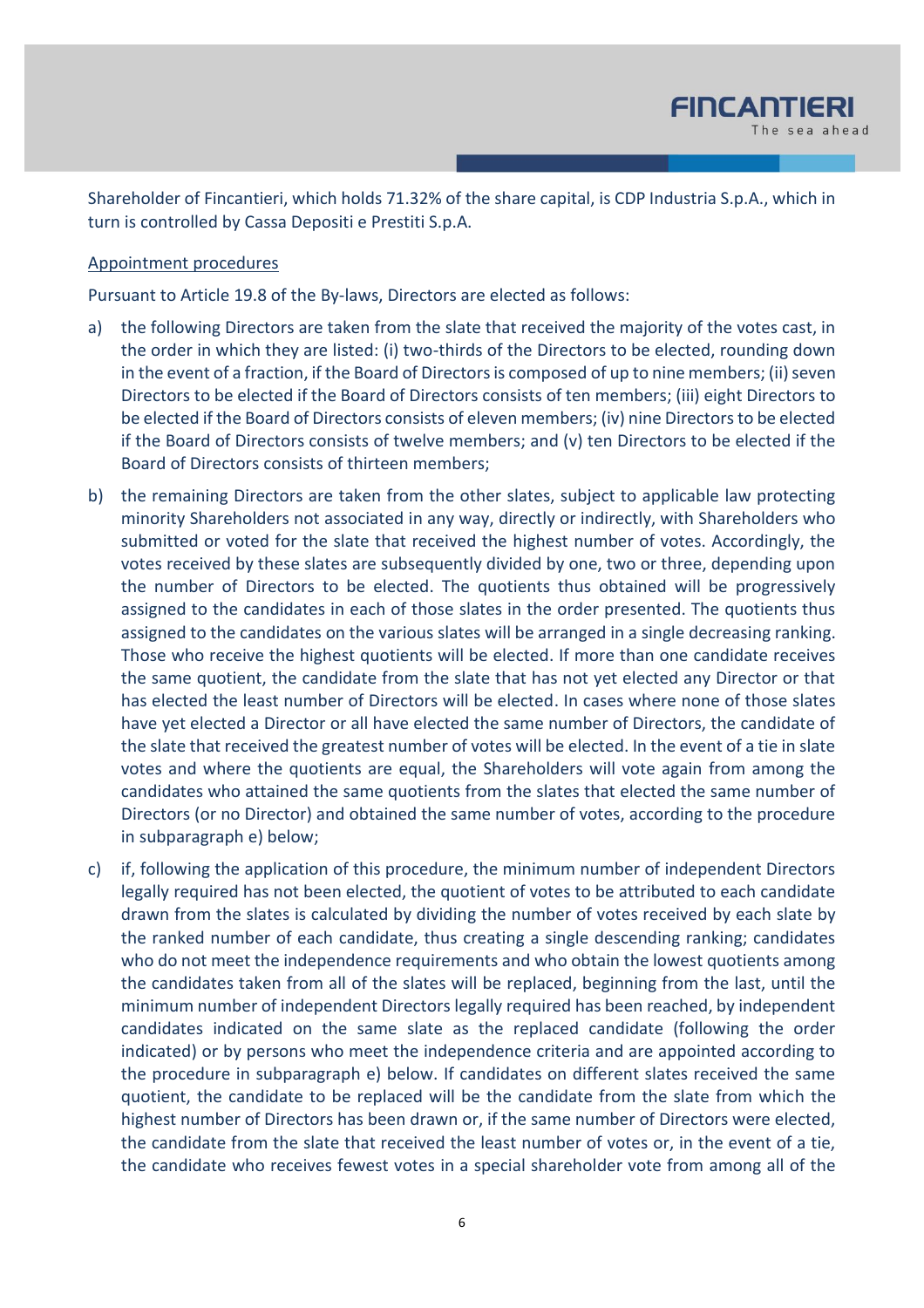Shareholder of Fincantieri, which holds 71.32% of the share capital, is CDP Industria S.p.A., which in turn is controlled by Cassa Depositi e Prestiti S.p.A.

Appointment procedures

Pursuant to Article 19.8 of the By-laws, Directors are elected as follows:

a) the following Directors are taken from the slate that received the majority of the votes cast, in the order in which they are listed: (i) two-thirds of the Directors to be elected, rounding down in the event of a fraction, if the Board of Directors is composed of up to nine members; (ii) seven Directors to be elected if the Board of Directors consists of ten members; (iii) eight Directors to be elected if the Board of Directors consists of eleven members; (iv) nine Directors to be elected if the Board of Directors consists of twelve members; and (v) ten Directors to be elected if the Board of Directors consists of thirteen members;

b) the remaining Directors are taken from the other slates, subject to applicable law protecting minority Shareholders not associated in any way, directly or indirectly, with Shareholders who submitted or voted for the slate that received the highest number of votes. Accordingly, the votes received by these slates are subsequently divided by one, two or three, depending upon the number of Directors to be elected. The quotients thus obtained will be progressively assigned to the candidates in each of those slates in the order presented. The quotients thus assigned to the candidates on the various slates will be arranged in a single decreasing ranking. Those who receive the highest quotients will be elected. If more than one candidate receives the same quotient, the candidate from the slate that has not yet elected any Director or that has elected the least number of Directors will be elected. In cases where none of those slates have yet elected a Director or all have elected the same number of Directors, the candidate of the slate that received the greatest number of votes will be elected. In the event of a tie in slate votes and where the quotients are equal, the Shareholders will vote again from among the candidates who attained the same quotients from the slates that elected the same number of Directors (or no Director) and obtained the same number of votes, according to the procedure in subparagraph e) below;

c) if, following the application of this procedure, the minimum number of independent Directors legally required has not been elected, the quotient of votes to be attributed to each candidate drawn from the slates is calculated by dividing the number of votes received by each slate by the ranked number of each candidate, thus creating a single descending ranking; candidates who do not meet the independence requirements and who obtain the lowest quotients among the candidates taken from all of the slates will be replaced, beginning from the last, until the minimum number of independent Directors legally required has been reached, by independent candidates indicated on the same slate as the replaced candidate (following the order indicated) or by persons who meet the independence criteria and are appointed according to the procedure in subparagraph e) below. If candidates on different slates received the same quotient, the candidate to be replaced will be the candidate from the slate from which the highest number of Directors has been drawn or, if the same number of Directors were elected, the candidate from the slate that received the least number of votes or, in the event of a tie, the candidate who receives fewest votes in a special shareholder vote from among all of the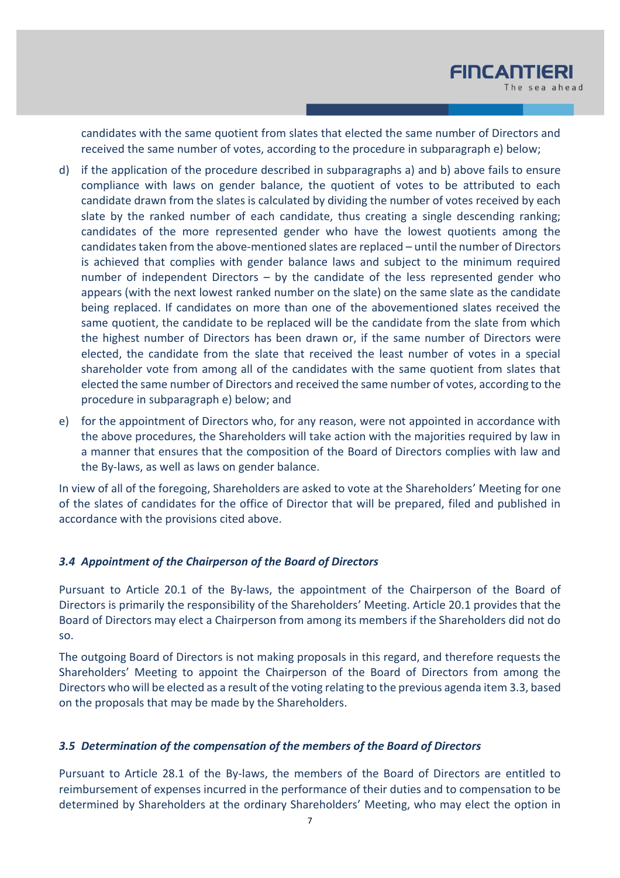candidates with the same quotient from slates that elected the same number of Directors and received the same number of votes, according to the procedure in subparagraph e) below;

d) if the application of the procedure described in subparagraphs a) and b) above fails to ensure compliance with laws on gender balance, the quotient of votes to be attributed to each candidate drawn from the slates is calculated by dividing the number of votes received by each slate by the ranked number of each candidate, thus creating a single descending ranking; candidates of the more represented gender who have the lowest quotients among the candidates taken from the above-mentioned slates are replaced – until the number of Directors is achieved that complies with gender balance laws and subject to the minimum required number of independent Directors – by the candidate of the less represented gender who appears (with the next lowest ranked number on the slate) on the same slate as the candidate being replaced. If candidates on more than one of the abovementioned slates received the same quotient, the candidate to be replaced will be the candidate from the slate from which the highest number of Directors has been drawn or, if the same number of Directors were elected, the candidate from the slate that received the least number of votes in a special shareholder vote from among all of the candidates with the same quotient from slates that elected the same number of Directors and received the same number of votes, according to the procedure in subparagraph e) below; and

e) for the appointment of Directors who, for any reason, were not appointed in accordance with the above procedures, the Shareholders will take action with the majorities required by law in a manner that ensures that the composition of the Board of Directors complies with law and the By-laws, as well as laws on gender balance.

In view of all of the foregoing, Shareholders are asked to vote at the Shareholders' Meeting for one of the slates of candidates for the office of Director that will be prepared, filed and published in accordance with the provisions cited above.

### *3.4 Appointment of the Chairperson of the Board of Directors*

Pursuant to Article 20.1 of the By-laws, the appointment of the Chairperson of the Board of Directors is primarily the responsibility of the Shareholders' Meeting. Article 20.1 provides that the Board of Directors may elect a Chairperson from among its members if the Shareholders did not do so.

The outgoing Board of Directors is not making proposals in this regard, and therefore requests the Shareholders' Meeting to appoint the Chairperson of the Board of Directors from among the Directors who will be elected as a result of the voting relating to the previous agenda item 3.3, based on the proposals that may be made by the Shareholders.

### *3.5 Determination of the compensation of the members of the Board of Directors*

Pursuant to Article 28.1 of the By-laws, the members of the Board of Directors are entitled to reimbursement of expenses incurred in the performance of their duties and to compensation to be determined by Shareholders at the ordinary Shareholders' Meeting, who may elect the option in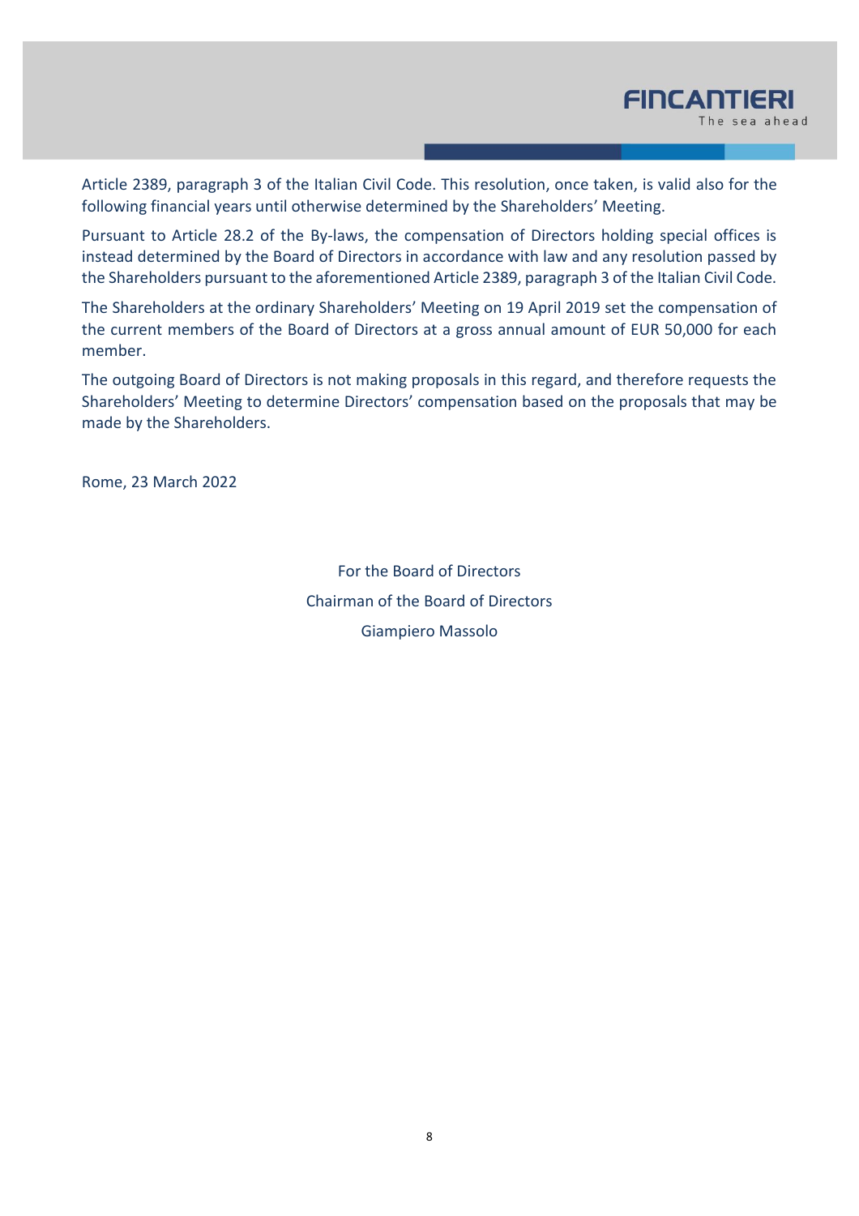Article 2389, paragraph 3 of the Italian Civil Code. This resolution, once taken, is valid also for the following financial years until otherwise determined by the Shareholders' Meeting.

Pursuant to Article 28.2 of the By-laws, the compensation of Directors holding special offices is instead determined by the Board of Directors in accordance with law and any resolution passed by the Shareholders pursuant to the aforementioned Article 2389, paragraph 3 of the Italian Civil Code.

The Shareholders at the ordinary Shareholders' Meeting on 19 April 2019 set the compensation of the current members of the Board of Directors at a gross annual amount of EUR 50,000 for each member.

The outgoing Board of Directors is not making proposals in this regard, and therefore requests the Shareholders' Meeting to determine Directors' compensation based on the proposals that may be made by the Shareholders.

Rome, 23 March 2022

For the Board of Directors

Chairman of the Board of Directors

Giampiero Massolo